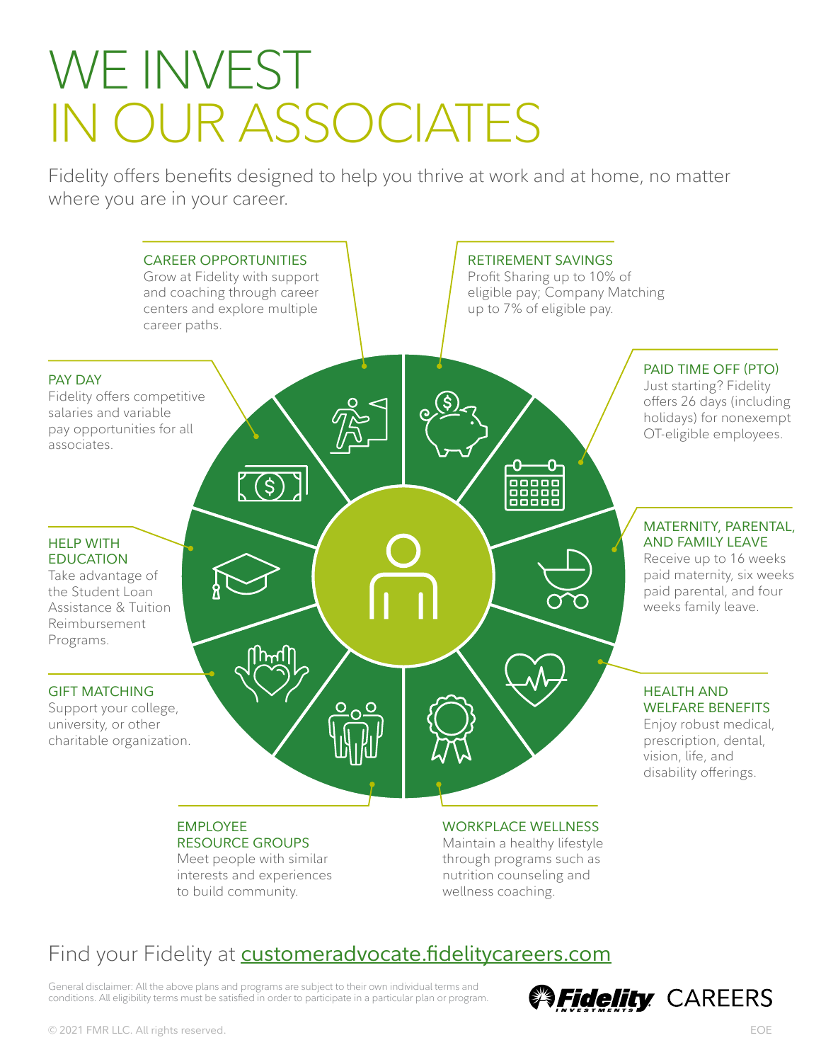# WE INVEST IN OUR ASSOCIATES

Fidelity offers benefits designed to help you thrive at work and at home, no matter where you are in your career.

### CAREER OPPORTUNITIES
Grow at Fidelity with support and coaching through career centers and explore multiple career paths.

### RETIREMENT SAVINGS
Profit Sharing up to 10% of eligible pay; Company Matching up to 7% of eligible pay.

### PAY DAY
Fidelity offers competitive salaries and variable pay opportunities for all associates.

### PAID TIME OFF (PTO)
Just starting? Fidelity offers 26 days (including holidays) for nonexempt OT-eligible employees.

### HELP WITH EDUCATION
Take advantage of the Student Loan Assistance & Tuition Reimbursement Programs.

### MATERNITY, PARENTAL, AND FAMILY LEAVE
Receive up to 16 weeks paid maternity, six weeks paid parental, and four weeks family leave.

### GIFT MATCHING
Support your college, university, or other charitable organization.

### HEALTH AND WELFARE BENEFITS
Enjoy robust medical, prescription, dental, vision, life, and disability offerings.

### EMPLOYEE RESOURCE GROUPS
Meet people with similar interests and experiences to build community.

### WORKPLACE WELLNESS
Maintain a healthy lifestyle through programs such as nutrition counseling and wellness coaching.

Find your Fidelity at customeradvocate.fidelitycareers.com

General disclaimer: All the above plans and programs are subject to their own individual terms and conditions. All eligibility terms must be satisfied in order to participate in a particular plan or program.

Fidelity INVESTMENTS CAREERS

© 2021 FMR LLC. All rights reserved.

EOE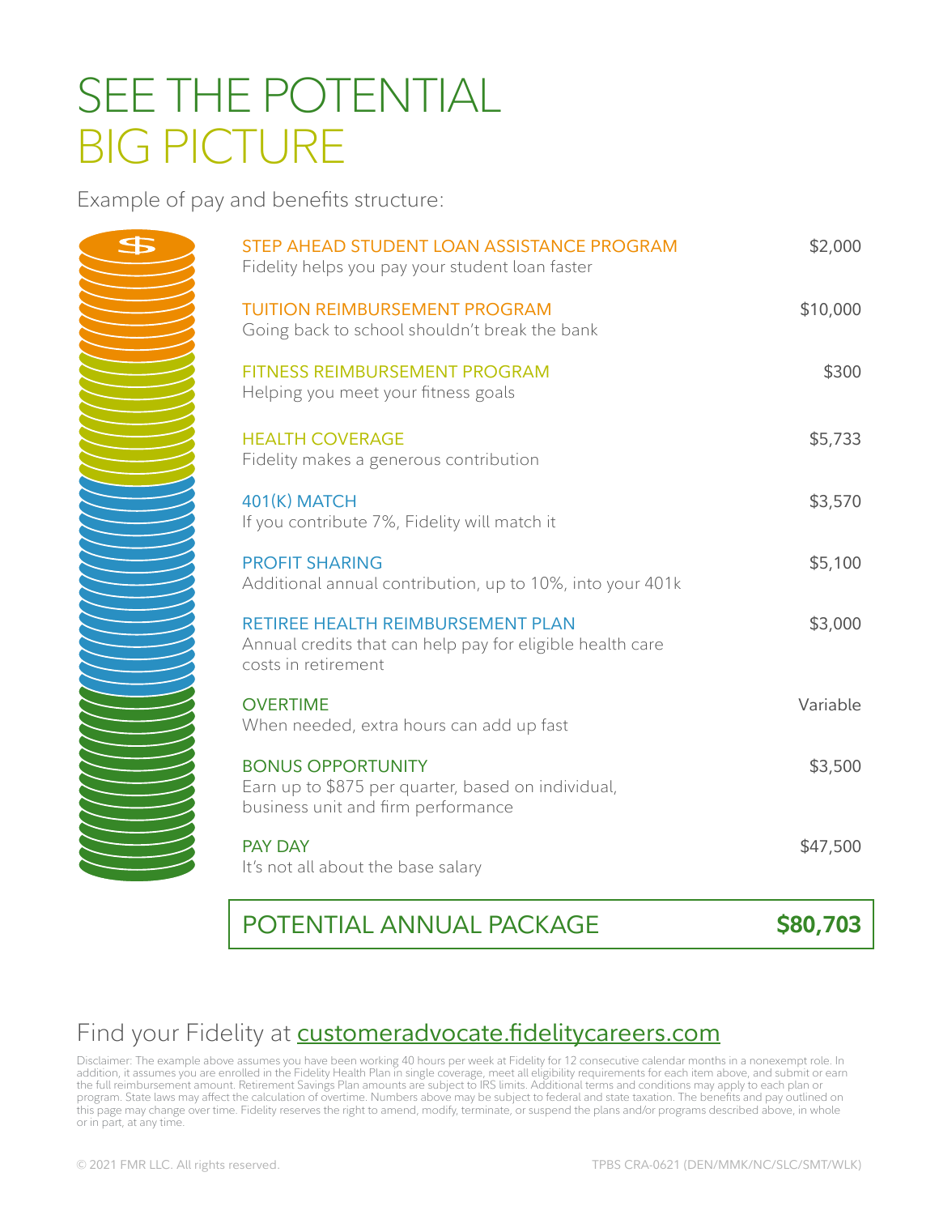# SEE THE POTENTIAL BIG PICTURE

Example of pay and benefits structure:

| | |
|---|---|
| **STEP AHEAD STUDENT LOAN ASSISTANCE PROGRAM**<br>Fidelity helps you pay your student loan faster | $2,000 |
| **TUITION REIMBURSEMENT PROGRAM**<br>Going back to school shouldn't break the bank | $10,000 |
| **FITNESS REIMBURSEMENT PROGRAM**<br>Helping you meet your fitness goals | $300 |
| **HEALTH COVERAGE**<br>Fidelity makes a generous contribution | $5,733 |
| **401(K) MATCH**<br>If you contribute 7%, Fidelity will match it | $3,570 |
| **PROFIT SHARING**<br>Additional annual contribution, up to 10%, into your 401k | $5,100 |
| **RETIREE HEALTH REIMBURSEMENT PLAN**<br>Annual credits that can help pay for eligible health care costs in retirement | $3,000 |
| **OVERTIME**<br>When needed, extra hours can add up fast | Variable |
| **BONUS OPPORTUNITY**<br>Earn up to $875 per quarter, based on individual, business unit and firm performance | $3,500 |
| **PAY DAY**<br>It's not all about the base salary | $47,500 |
| **POTENTIAL ANNUAL PACKAGE** | **$80,703** |

## Find your Fidelity at [customeradvocate.fidelitycareers.com](https://customeradvocate.fidelitycareers.com)

Disclaimer: The example above assumes you have been working 40 hours per week at Fidelity for 12 consecutive calendar months in a nonexempt role. In addition, it assumes you are enrolled in the Fidelity Health Plan in single coverage, meet all eligibility requirements for each item above, and submit or earn the full reimbursement amount. Retirement Savings Plan amounts are subject to IRS limits. Additional terms and conditions may apply to each plan or program. State laws may affect the calculation of overtime. Numbers above may be subject to federal and state taxation. The benefits and pay outlined on this page may change over time. Fidelity reserves the right to amend, modify, terminate, or suspend the plans and/or programs described above, in whole or in part, at any time.

© 2021 FMR LLC. All rights reserved.

TPBS CRA-0621 (DEN/MMK/NC/SLC/SMT/WLK)